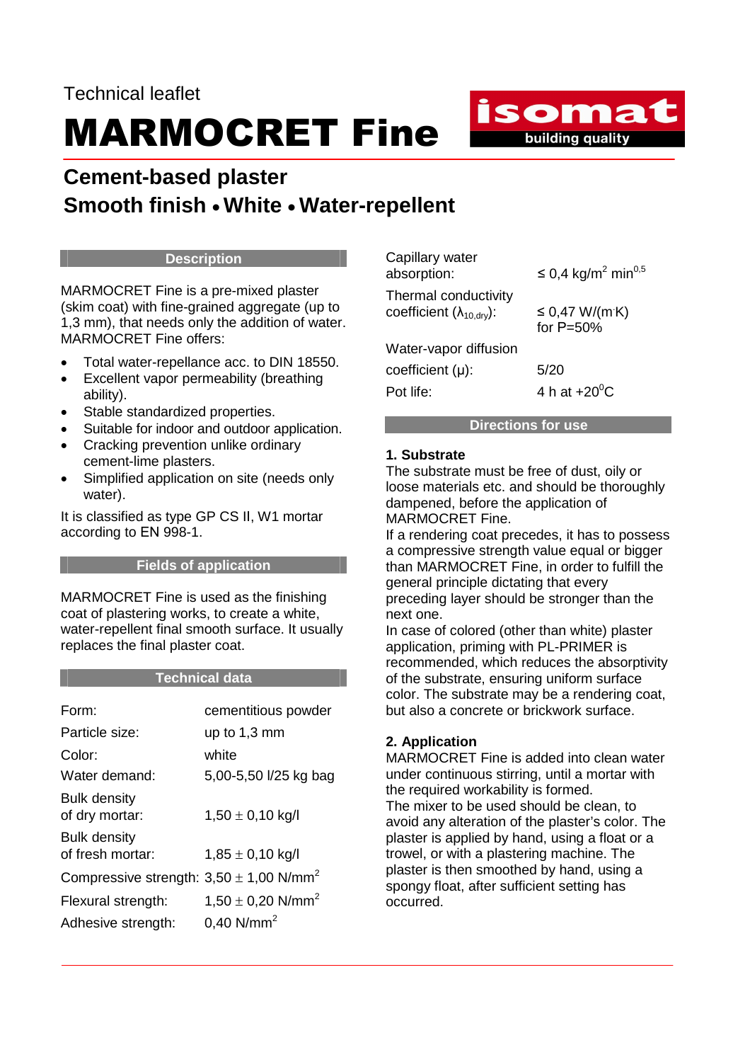Technical leaflet

# MARMOCRET Fine

isomat
building quality

## Cement-based plaster
## Smooth finish • White • Water-repellent

### Description

MARMOCRET Fine is a pre-mixed plaster (skim coat) with fine-grained aggregate (up to 1,3 mm), that needs only the addition of water. MARMOCRET Fine offers:

- Total water-repellance acc. to DIN 18550.
- Excellent vapor permeability (breathing ability).
- Stable standardized properties.
- Suitable for indoor and outdoor application.
- Cracking prevention unlike ordinary cement-lime plasters.
- Simplified application on site (needs only water).

It is classified as type GP CS II, W1 mortar according to EN 998-1.

### Fields of application

MARMOCRET Fine is used as the finishing coat of plastering works, to create a white, water-repellent final smooth surface. It usually replaces the final plaster coat.

### Technical data

| | |
|---|---|
| Form: | cementitious powder |
| Particle size: | up to 1,3 mm |
| Color: | white |
| Water demand: | 5,00-5,50 l/25 kg bag |
| Bulk density of dry mortar: | $1,50 \pm 0,10$ kg/l |
| Bulk density of fresh mortar: | $1,85 \pm 0,10$ kg/l |
| Compressive strength: | $3,50 \pm 1,00$ N/mm$^2$ |
| Flexural strength: | $1,50 \pm 0,20$ N/mm$^2$ |
| Adhesive strength: | 0,40 N/mm$^2$ |
| Capillary water absorption: | $\leq 0,4$ kg/m$^2$ min$^{0,5}$ |
| Thermal conductivity coefficient ($\lambda_{10,dry}$): | $\leq 0,47$ W/(m·K) for P=50% |
| Water-vapor diffusion coefficient (μ): | 5/20 |
| Pot life: | 4 h at +20$^0$C |

### Directions for use

**1. Substrate**

The substrate must be free of dust, oily or loose materials etc. and should be thoroughly dampened, before the application of MARMOCRET Fine.

If a rendering coat precedes, it has to possess a compressive strength value equal or bigger than MARMOCRET Fine, in order to fulfill the general principle dictating that every preceding layer should be stronger than the next one.

In case of colored (other than white) plaster application, priming with PL-PRIMER is recommended, which reduces the absorptivity of the substrate, ensuring uniform surface color. The substrate may be a rendering coat, but also a concrete or brickwork surface.

**2. Application**

MARMOCRET Fine is added into clean water under continuous stirring, until a mortar with the required workability is formed.

The mixer to be used should be clean, to avoid any alteration of the plaster's color. The plaster is applied by hand, using a float or a trowel, or with a plastering machine. The plaster is then smoothed by hand, using a spongy float, after sufficient setting has occurred.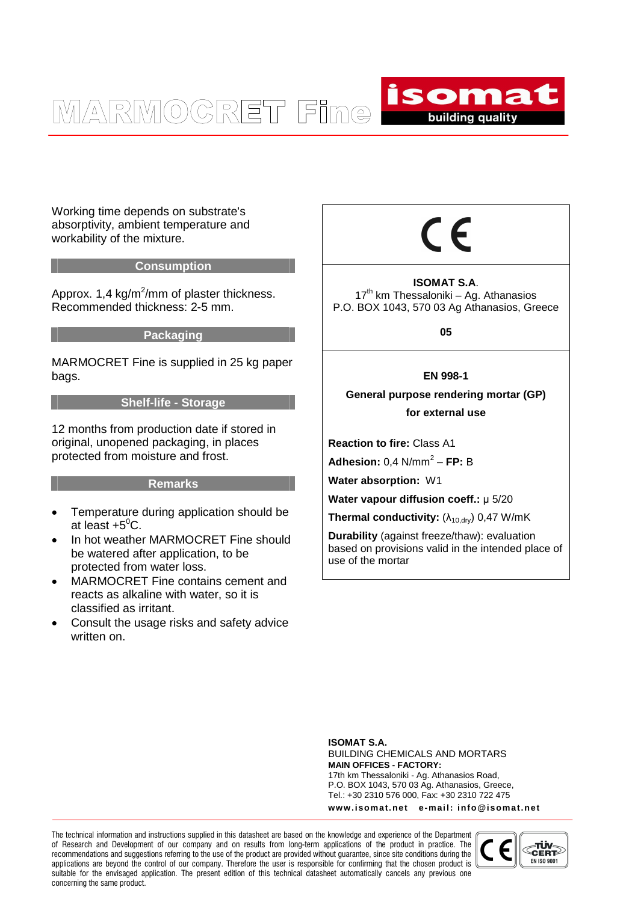Working time depends on substrate's absorptivity, ambient temperature and workability of the mixture.

## Consumption

Approx. 1,4 kg/m$^2$/mm of plaster thickness. Recommended thickness: 2-5 mm.

## Packaging

MARMOCRET Fine is supplied in 25 kg paper bags.

## Shelf-life - Storage

12 months from production date if stored in original, unopened packaging, in places protected from moisture and frost.

## Remarks

- Temperature during application should be at least +5$^0$C.
- In hot weather MARMOCRET Fine should be watered after application, to be protected from water loss.
- MARMOCRET Fine contains cement and reacts as alkaline with water, so it is classified as irritant.
- Consult the usage risks and safety advice written on.

CE

**ISOMAT S.A.**
17$^{th}$ km Thessaloniki – Ag. Athanasios
P.O. BOX 1043, 570 03 Ag Athanasios, Greece

**05**

**EN 998-1**

**General purpose rendering mortar (GP)**

**for external use**

**Reaction to fire:** Class A1

**Adhesion:** 0,4 N/mm$^2$ – **FP:** B

**Water absorption:** W1

**Water vapour diffusion coeff.:** μ 5/20

**Thermal conductivity:** ($\lambda_{10,dry}$) 0,47 W/mK

**Durability** (against freeze/thaw): evaluation based on provisions valid in the intended place of use of the mortar

**ISOMAT S.A.**
BUILDING CHEMICALS AND MORTARS
**MAIN OFFICES - FACTORY:**
17th km Thessaloniki - Ag. Athanasios Road,
P.O. BOX 1043, 570 03 Ag. Athanasios, Greece,
Tel.: +30 2310 576 000, Fax: +30 2310 722 475
**www.isomat.net e-mail: info@isomat.net**

The technical information and instructions supplied in this datasheet are based on the knowledge and experience of the Department of Research and Development of our company and on results from long-term applications of the product in practice. The recommendations and suggestions referring to the use of the product are provided without guarantee, since site conditions during the applications are beyond the control of our company. Therefore the user is responsible for confirming that the chosen product is suitable for the envisaged application. The present edition of this technical datasheet automatically cancels any previous one concerning the same product.